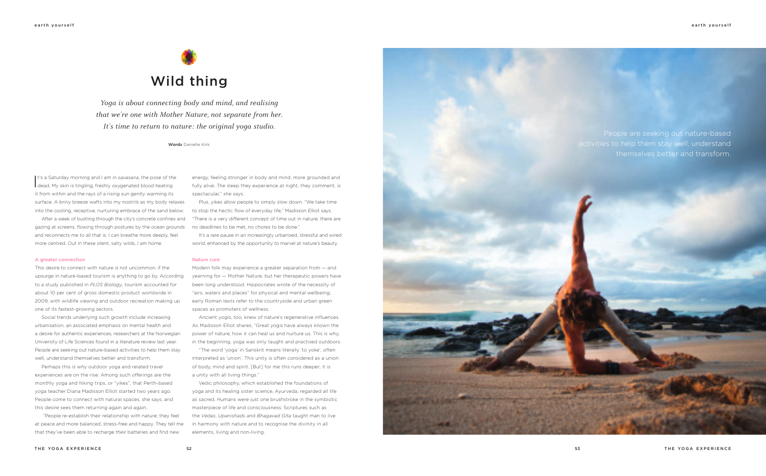# Wild thing

*Yoga is about connecting body and mind, and realising that we're one with Mother Nature, not separate from her. It's time to return to nature: the original yoga studio.*

**Words** Danielle Kirk

It's a Saturday morning and I am in *savasana*, the pose of the dead. My skin is tingling, freshly oxygenated blood heating it from within and the rays of a rising sun gently warming its surface. A briny breeze wafts into my nostrils as my body relaxes into the cooling, receptive, nurturing embrace of the sand below.

After a week of bustling through the city's concrete confines and gazing at screens, flowing through postures by the ocean grounds and reconnects me to all that is. I can breathe more deeply, feel more centred. Out in these silent, salty wilds, I am home.

### A greater connection

This desire to connect with nature is not uncommon, if the upsurge in nature-based tourism is anything to go by. According to a study published in *PLOS Biology*, tourism accounted for about 10 per cent of gross domestic product worldwide in 2009, with wildlife viewing and outdoor recreation making up one of its fastest-growing sectors.

Social trends underlying such growth include increasing urbanisation, an associated emphasis on mental health and a desire for authentic experiences, researchers at the Norwegian University of Life Sciences found in a literature review last year. People are seeking out nature-based activities to help them stay well, understand themselves better and transform.

Perhaps this is why outdoor yoga and related travel experiences are on the rise. Among such offerings are the monthly yoga and hiking trips, or "yikes", that Perth-based yoga teacher Diana Madisson Elliot started two years ago. People come to connect with natural spaces, she says, and this desire sees them returning again and again.

"People re-establish their relationship with nature; they feel at peace and more balanced, stress-free and happy. They tell me that they've been able to recharge their batteries and find new energy, feeling stronger in body and mind, more grounded and fully alive. The sleep they experience at night, they comment, is spectacular," she says.

Plus, yikes allow people to simply slow down. "We take time to stop the hectic flow of everyday life," Madisson Elliot says. "There is a very different concept of time out in nature; there are no deadlines to be met, no chores to be done."

It's a rare pause in an increasingly urbanised, stressful and wired world, enhanced by the opportunity to marvel at nature's beauty.

### Nature cure

Modern folk may experience a greater separation from — and yearning for — Mother Nature, but her therapeutic powers have been long understood. Hippocrates wrote of the necessity of "airs, waters and places" for physical and mental wellbeing; early Roman texts refer to the countryside and urban green spaces as promoters of wellness.

Ancient yogis, too, knew of nature's regenerative influences. As Madisson Elliot shares, "Great yogis have always known the power of nature, how it can heal us and nurture us. This is why, in the beginning, yoga was only taught and practised outdoors.

"The word 'yoga' in Sanskrit means literally 'to yoke', often interpreted as 'union'. This unity is often considered as a union of body, mind and spirit. [But] for me this runs deeper; it is a unity with all living things."

Vedic philosophy, which established the foundations of yoga and its healing sister science, Ayurveda, regarded all life as sacred. Humans were just one brushstroke in the symbiotic masterpiece of life and consciousness. Scriptures such as the *Vedas*, *Upanishads* and *Bhagavad Gita* taught man to live in harmony with nature and to recognise the divinity in all elements, living and non-living.

People are seeking out nature-based activities to help them stay well, understand themselves better and transform.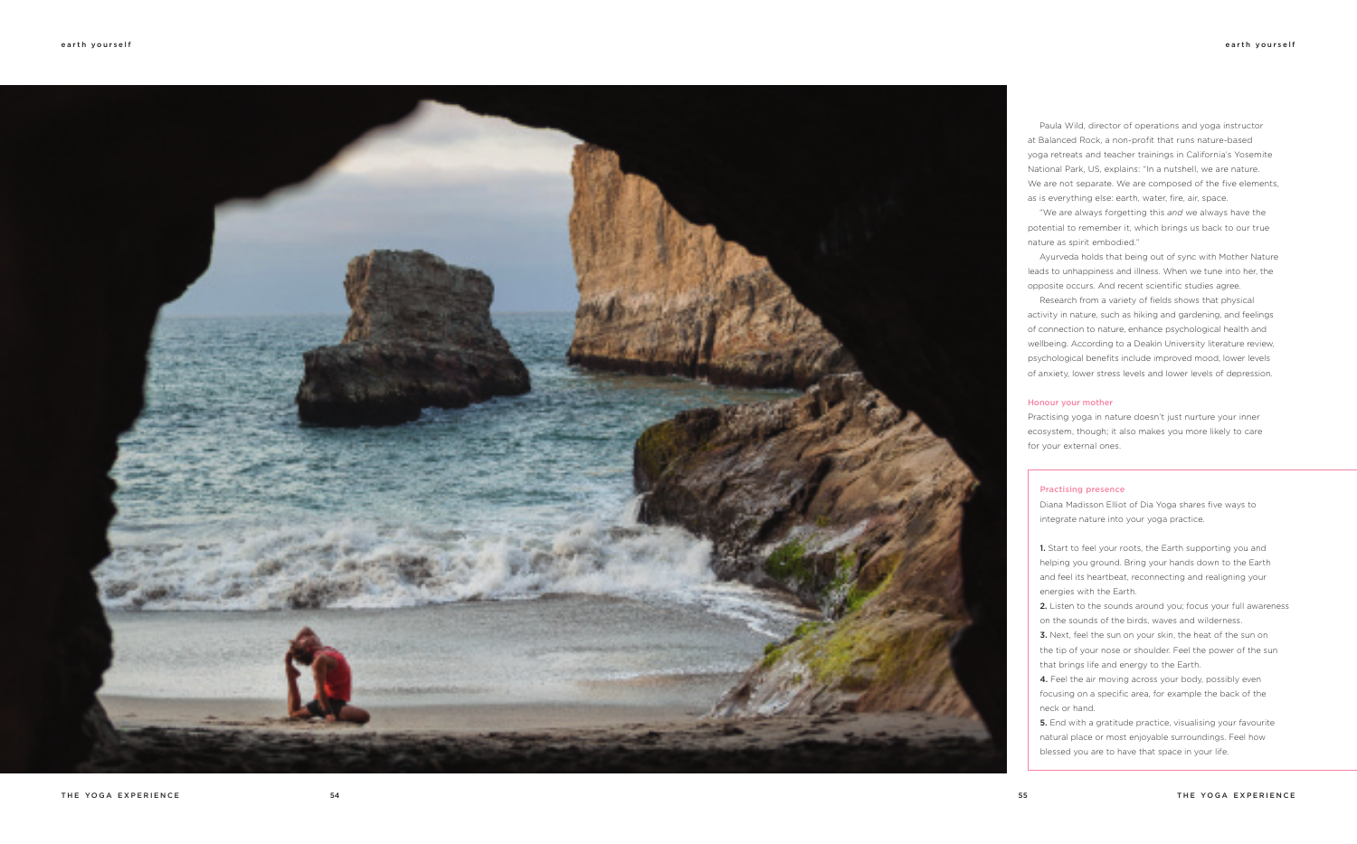Paula Wild, director of operations and yoga instructor at Balanced Rock, a non-profit that runs nature-based yoga retreats and teacher trainings in California's Yosemite National Park, US, explains: "In a nutshell, we are nature. We are not separate. We are composed of the five elements, as is everything else: earth, water, fire, air, space.

"We are always forgetting this *and* we always have the potential to remember it, which brings us back to our true nature as spirit embodied."

Ayurveda holds that being out of sync with Mother Nature leads to unhappiness and illness. When we tune into her, the opposite occurs. And recent scientific studies agree.

Research from a variety of fields shows that physical activity in nature, such as hiking and gardening, and feelings of connection to nature, enhance psychological health and wellbeing. According to a Deakin University literature review, psychological benefits include improved mood, lower levels of anxiety, lower stress levels and lower levels of depression.

### Honour your mother

Practising yoga in nature doesn't just nurture your inner ecosystem, though; it also makes you more likely to care for your external ones.

### Practising presence

Diana Madisson Elliot of Dia Yoga shares five ways to integrate nature into your yoga practice.

**1.** Start to feel your roots, the Earth supporting you and helping you ground. Bring your hands down to the Earth and feel its heartbeat, reconnecting and realigning your energies with the Earth.
**2.** Listen to the sounds around you; focus your full awareness on the sounds of the birds, waves and wilderness.
**3.** Next, feel the sun on your skin, the heat of the sun on the tip of your nose or shoulder. Feel the power of the sun that brings life and energy to the Earth.
**4.** Feel the air moving across your body, possibly even focusing on a specific area, for example the back of the neck or hand.
**5.** End with a gratitude practice, visualising your favourite natural place or most enjoyable surroundings. Feel how blessed you are to have that space in your life.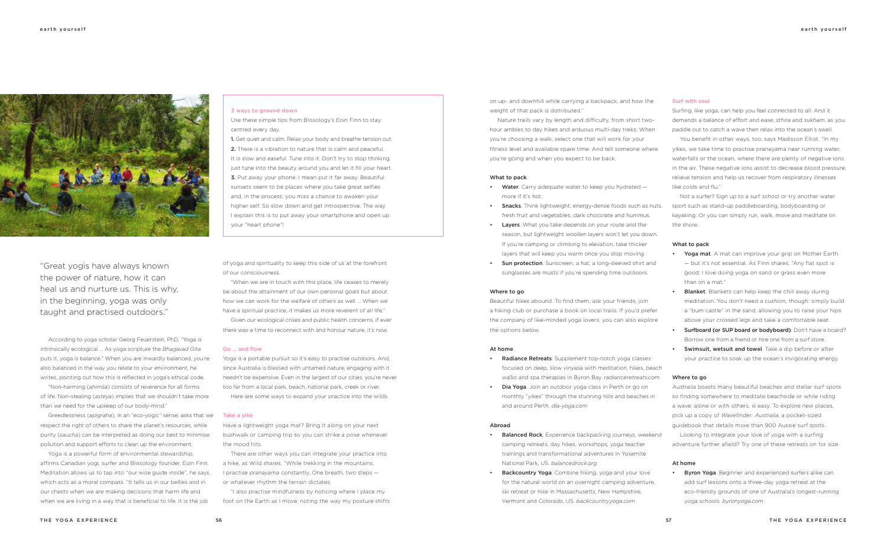> "Great yogis have always known the power of nature, how it can heal us and nurture us. This is why, in the beginning, yoga was only taught and practised outdoors."

According to yoga scholar Georg Feuerstein, PhD, "Yoga is intrinsically ecological … As yoga scripture the *Bhagavad Gita* puts it, yoga is balance." When you are inwardly balanced, you're also balanced in the way you relate to your environment, he writes, pointing out how this is reflected in yoga's ethical code.

"Non-harming (*ahimsa*) consists of reverence for all forms of life. Non-stealing (*asteya*) implies that we shouldn't take more than we need for the upkeep of our body-mind."

Greedlessness (*apigraha*), in an "eco-yogic" sense, asks that we respect the right of others to share the planet's resources, while purity (*saucha*) can be interpreted as doing our best to minimise pollution and support efforts to clean up the environment.

Yoga is a powerful form of environmental stewardship, affirms Canadian yogi, surfer and Blissology founder, Eoin Finn. Meditation allows us to tap into "our wise guide inside", he says, which acts as a moral compass. "It tells us in our bellies and in our chests when we are making decisions that harm life and when we are living in a way that is beneficial to life. It is the job of yoga and spirituality to keep this side of us at the forefront of our consciousness.

"When we are in touch with this place, life ceases to merely be about the attainment of our own personal goals but about how we can work for the welfare of others as well … When we have a spiritual practice, it makes us more reverent of all life."

Given our ecological crises and public health concerns, if ever there was a time to reconnect with and honour nature, it's now.

### 3 ways to ground down

Use these simple tips from Blissology's Eoin Finn to stay centred every day.

**1.** Get quiet and calm. Relax your body and breathe tension out.

**2.** There is a vibration to nature that is calm and peaceful. It is slow and easeful. Tune into it. Don't try to stop thinking, just tune into the beauty around you and let it fill your heart.

**3.** Put away your phone. I mean put it far away. Beautiful sunsets seem to be places where you take great selfies and, in the process, you miss a chance to awaken your higher self. So slow down and get introspective. The way I explain this is to put away your smartphone and open up your "heart phone"!

### Go … and flow

Yoga is a portable pursuit so it's easy to practise outdoors. And, since Australia is blessed with untamed nature, engaging with it needn't be expensive. Even in the largest of our cities, you're never too far from a local park, beach, national park, creek or river.

Here are some ways to expand your practice into the wilds.

### Take a yike

Have a lightweight yoga mat? Bring it along on your next bushwalk or camping trip so you can strike a pose whenever the mood hits.

There are other ways you can integrate your practice into a hike, as Wild shares. "While trekking in the mountains, I practise *pranayama* constantly. One breath, two steps — or whatever rhythm the terrain dictates.

"I also practise mindfulness by noticing where I place my foot on the Earth as I move, noting the way my posture shifts on up- and downhill while carrying a backpack, and how the weight of that pack is distributed."

Nature trails vary by length and difficulty, from short two-hour ambles to day hikes and arduous multi-day treks. When you're choosing a walk, select one that will work for your fitness level and available spare time. And tell someone where you're going and when you expect to be back.

#### What to pack

- **Water**. Carry adequate water to keep you hydrated — more if it's hot.
- **Snacks**. Think lightweight, energy-dense foods such as nuts, fresh fruit and vegetables, dark chocolate and hummus.
- **Layers**. What you take depends on your route and the season, but lightweight woollen layers won't let you down. If you're camping or climbing to elevation, take thicker layers that will keep you warm once you stop moving.
- **Sun protection**. Sunscreen, a hat, a long-sleeved shirt and sunglasses are musts if you're spending time outdoors.

#### Where to go

Beautiful hikes abound. To find them, ask your friends, join a hiking club or purchase a book on local trails. If you'd prefer the company of like-minded yoga lovers, you can also explore the options below.

#### At home

- **Radiance Retreats**. Supplement top-notch yoga classes focused on deep, slow *vinyasa* with meditation, hikes, beach walks and spa therapies in Byron Bay. *radianceretreats.com*
- **Dia Yoga**. Join an outdoor yoga class in Perth or go on monthly "yikes" through the stunning hills and beaches in and around Perth. *dia-yoga.com*

#### Abroad

- **Balanced Rock**. Experience backpacking journeys, weekend camping retreats, day hikes, workshops, yoga teacher trainings and transformational adventures in Yosemite National Park, US. *balancedrock.org*
- **Backcountry Yoga**. Combine hiking, yoga and your love for the natural world on an overnight camping adventure, ski retreat or hike in Massachusetts, New Hampshire, Vermont and Colorado, US. *backcountryyoga.com*

### Surf with soul

Surfing, like yoga, can help you feel connected to all. And it demands a balance of effort and ease, *sthira* and *sukham*, as you paddle out to catch a wave then relax into the ocean's swell.

You benefit in other ways, too, says Madisson Elliot. "In my yikes, we take time to practise pranayama near running water, waterfalls or the ocean, where there are plenty of negative ions in the air. These negative ions assist to decrease blood pressure, relieve tension and help us recover from respiratory illnesses like colds and flu."

Not a surfer? Sign up to a surf school or try another water sport such as stand-up paddleboarding, bodyboarding or kayaking. Or you can simply run, walk, move and meditate on the shore.

#### What to pack

- **Yoga mat**. A mat can improve your grip on Mother Earth — but it's not essential. As Finn shares, "Any flat spot is good; I love doing yoga on sand or grass even more than on a mat."
- **Blanket**. Blankets can help keep the chill away during meditation. You don't need a cushion, though: simply build a "bum castle" in the sand, allowing you to raise your hips above your crossed legs and take a comfortable seat.
- **Surfboard (or SUP board or bodyboard)**. Don't have a board? Borrow one from a friend or hire one from a surf store.
- **Swimsuit, wetsuit and towel**. Take a dip before or after your practice to soak up the ocean's invigorating energy.

#### Where to go

Australia boasts many beautiful beaches and stellar surf spots so finding somewhere to meditate beachside or while riding a wave, alone or with others, is easy. To explore new places, pick up a copy of *Wavefinder: Australia*, a pocket-sized guidebook that details more than 900 Aussie surf spots.

Looking to integrate your love of yoga with a surfing adventure further afield? Try one of these retreats on for size.

#### At home

- **Byron Yoga**. Beginner and experienced surfers alike can add surf lessons onto a three-day yoga retreat at the eco-friendly grounds of one of Australia's longest-running yoga schools. *byronyoga.com*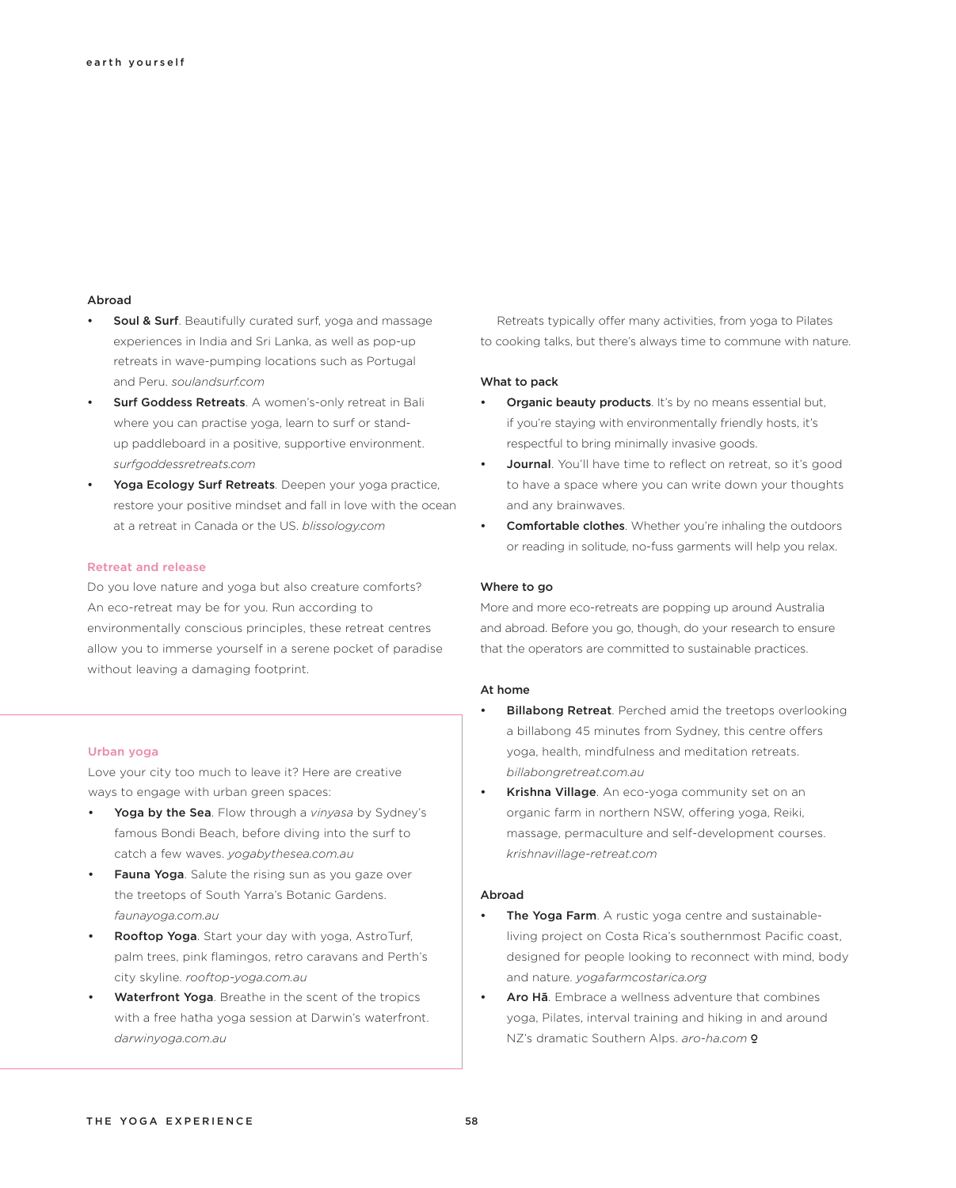### Abroad

- **Soul & Surf**. Beautifully curated surf, yoga and massage experiences in India and Sri Lanka, as well as pop-up retreats in wave-pumping locations such as Portugal and Peru. *soulandsurf.com*
- **Surf Goddess Retreats**. A women's-only retreat in Bali where you can practise yoga, learn to surf or stand-up paddleboard in a positive, supportive environment. *surfgoddessretreats.com*
- **Yoga Ecology Surf Retreats**. Deepen your yoga practice, restore your positive mindset and fall in love with the ocean at a retreat in Canada or the US. *blissology.com*

## Retreat and release

Do you love nature and yoga but also creature comforts? An eco-retreat may be for you. Run according to environmentally conscious principles, these retreat centres allow you to immerse yourself in a serene pocket of paradise without leaving a damaging footprint.

Retreats typically offer many activities, from yoga to Pilates to cooking talks, but there's always time to commune with nature.

### What to pack

- **Organic beauty products**. It's by no means essential but, if you're staying with environmentally friendly hosts, it's respectful to bring minimally invasive goods.
- **Journal**. You'll have time to reflect on retreat, so it's good to have a space where you can write down your thoughts and any brainwaves.
- **Comfortable clothes**. Whether you're inhaling the outdoors or reading in solitude, no-fuss garments will help you relax.

### Where to go

More and more eco-retreats are popping up around Australia and abroad. Before you go, though, do your research to ensure that the operators are committed to sustainable practices.

### At home

- **Billabong Retreat**. Perched amid the treetops overlooking a billabong 45 minutes from Sydney, this centre offers yoga, health, mindfulness and meditation retreats. *billabongretreat.com.au*
- **Krishna Village**. An eco-yoga community set on an organic farm in northern NSW, offering yoga, Reiki, massage, permaculture and self-development courses. *krishnavillage-retreat.com*

### Abroad

- **The Yoga Farm**. A rustic yoga centre and sustainable-living project on Costa Rica's southernmost Pacific coast, designed for people looking to reconnect with mind, body and nature. *yogafarmcostarica.org*
- **Aro Hā**. Embrace a wellness adventure that combines yoga, Pilates, interval training and hiking in and around NZ's dramatic Southern Alps. *aro-ha.com*

## Urban yoga

Love your city too much to leave it? Here are creative ways to engage with urban green spaces:

- **Yoga by the Sea**. Flow through a *vinyasa* by Sydney's famous Bondi Beach, before diving into the surf to catch a few waves. *yogabythesea.com.au*
- **Fauna Yoga**. Salute the rising sun as you gaze over the treetops of South Yarra's Botanic Gardens. *faunayoga.com.au*
- **Rooftop Yoga**. Start your day with yoga, AstroTurf, palm trees, pink flamingos, retro caravans and Perth's city skyline. *rooftop-yoga.com.au*
- **Waterfront Yoga**. Breathe in the scent of the tropics with a free hatha yoga session at Darwin's waterfront. *darwinyoga.com.au*